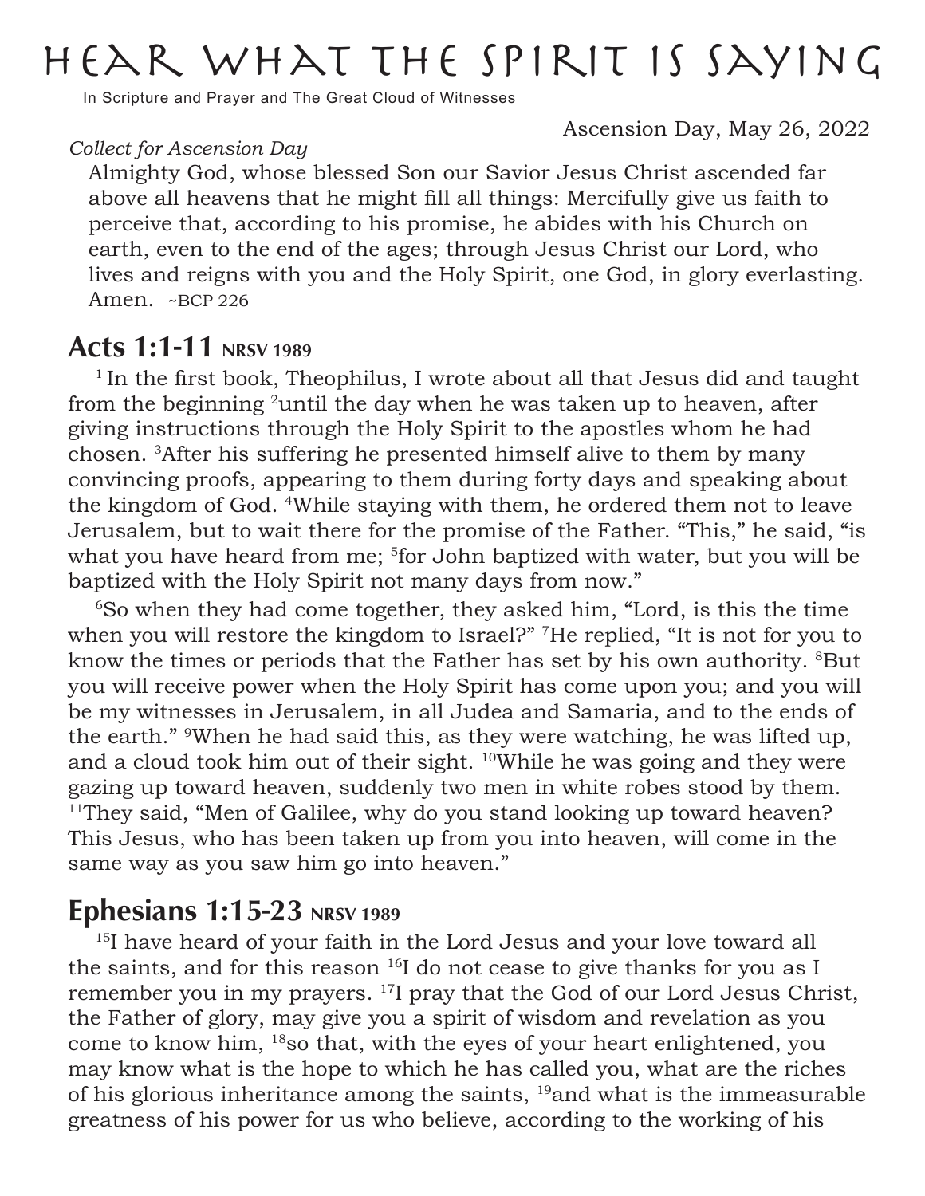# HEAR WHAT THE SPIRIT IS SAYING

In Scripture and Prayer and The Great Cloud of Witnesses

Ascension Day, May 26, 2022

*Collect for Ascension Day*

Almighty God, whose blessed Son our Savior Jesus Christ ascended far above all heavens that he might fill all things: Mercifully give us faith to perceive that, according to his promise, he abides with his Church on earth, even to the end of the ages; through Jesus Christ our Lord, who lives and reigns with you and the Holy Spirit, one God, in glory everlasting. Amen. ~BCP 226

## Acts 1:1-11 NRSV 1989

[1] In the first book, Theophilus, I wrote about all that Jesus did and taught from the beginning [2]until the day when he was taken up to heaven, after giving instructions through the Holy Spirit to the apostles whom he had chosen. [3]After his suffering he presented himself alive to them by many convincing proofs, appearing to them during forty days and speaking about the kingdom of God. [4]While staying with them, he ordered them not to leave Jerusalem, but to wait there for the promise of the Father. "This," he said, "is what you have heard from me; [5]for John baptized with water, but you will be baptized with the Holy Spirit not many days from now."

[6]So when they had come together, they asked him, "Lord, is this the time when you will restore the kingdom to Israel?" [7]He replied, "It is not for you to know the times or periods that the Father has set by his own authority. [8]But you will receive power when the Holy Spirit has come upon you; and you will be my witnesses in Jerusalem, in all Judea and Samaria, and to the ends of the earth." [9]When he had said this, as they were watching, he was lifted up, and a cloud took him out of their sight. [10]While he was going and they were gazing up toward heaven, suddenly two men in white robes stood by them. [11]They said, "Men of Galilee, why do you stand looking up toward heaven? This Jesus, who has been taken up from you into heaven, will come in the same way as you saw him go into heaven."

## Ephesians 1:15-23 NRSV 1989

[15]I have heard of your faith in the Lord Jesus and your love toward all the saints, and for this reason [16]I do not cease to give thanks for you as I remember you in my prayers. [17]I pray that the God of our Lord Jesus Christ, the Father of glory, may give you a spirit of wisdom and revelation as you come to know him, [18]so that, with the eyes of your heart enlightened, you may know what is the hope to which he has called you, what are the riches of his glorious inheritance among the saints, [19]and what is the immeasurable greatness of his power for us who believe, according to the working of his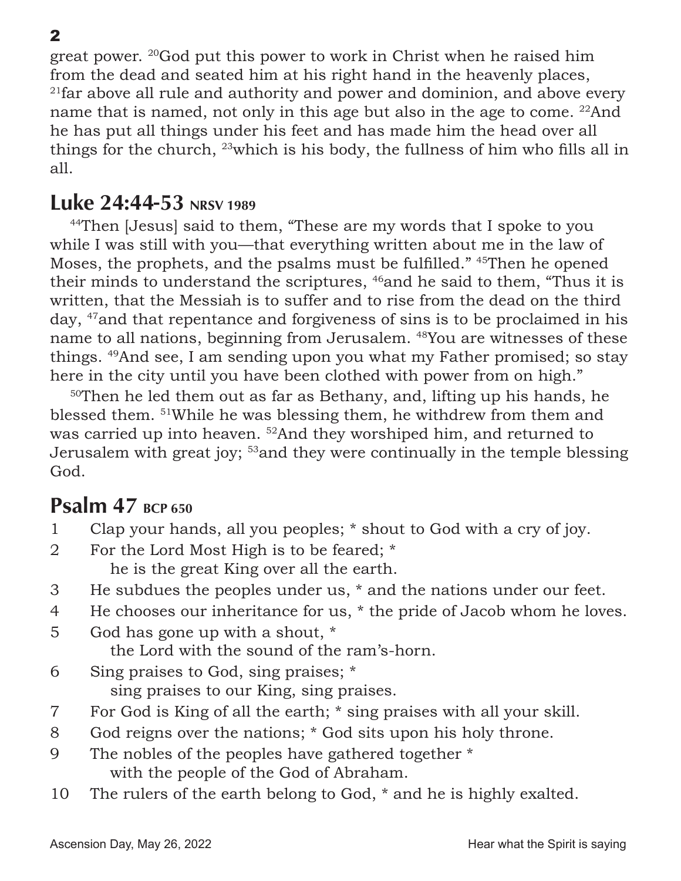great power. [20]God put this power to work in Christ when he raised him from the dead and seated him at his right hand in the heavenly places, [21]far above all rule and authority and power and dominion, and above every name that is named, not only in this age but also in the age to come. [22]And he has put all things under his feet and has made him the head over all things for the church, [23]which is his body, the fullness of him who fills all in all.

## Luke 24:44-53 NRSV 1989

[44]Then [Jesus] said to them, "These are my words that I spoke to you while I was still with you—that everything written about me in the law of Moses, the prophets, and the psalms must be fulfilled." [45]Then he opened their minds to understand the scriptures, [46]and he said to them, "Thus it is written, that the Messiah is to suffer and to rise from the dead on the third day, [47]and that repentance and forgiveness of sins is to be proclaimed in his name to all nations, beginning from Jerusalem. [48]You are witnesses of these things. [49]And see, I am sending upon you what my Father promised; so stay here in the city until you have been clothed with power from on high."

[50]Then he led them out as far as Bethany, and, lifting up his hands, he blessed them. [51]While he was blessing them, he withdrew from them and was carried up into heaven. [52]And they worshiped him, and returned to Jerusalem with great joy; [53]and they were continually in the temple blessing God.

## Psalm 47 BCP 650

1 Clap your hands, all you peoples; * shout to God with a cry of joy.

2 For the Lord Most High is to be feared; *
he is the great King over all the earth.

3 He subdues the peoples under us, * and the nations under our feet.

4 He chooses our inheritance for us, * the pride of Jacob whom he loves.

5 God has gone up with a shout, *
the Lord with the sound of the ram's-horn.

6 Sing praises to God, sing praises; *
sing praises to our King, sing praises.

7 For God is King of all the earth; * sing praises with all your skill.

8 God reigns over the nations; * God sits upon his holy throne.

9 The nobles of the peoples have gathered together *
with the people of the God of Abraham.

10 The rulers of the earth belong to God, * and he is highly exalted.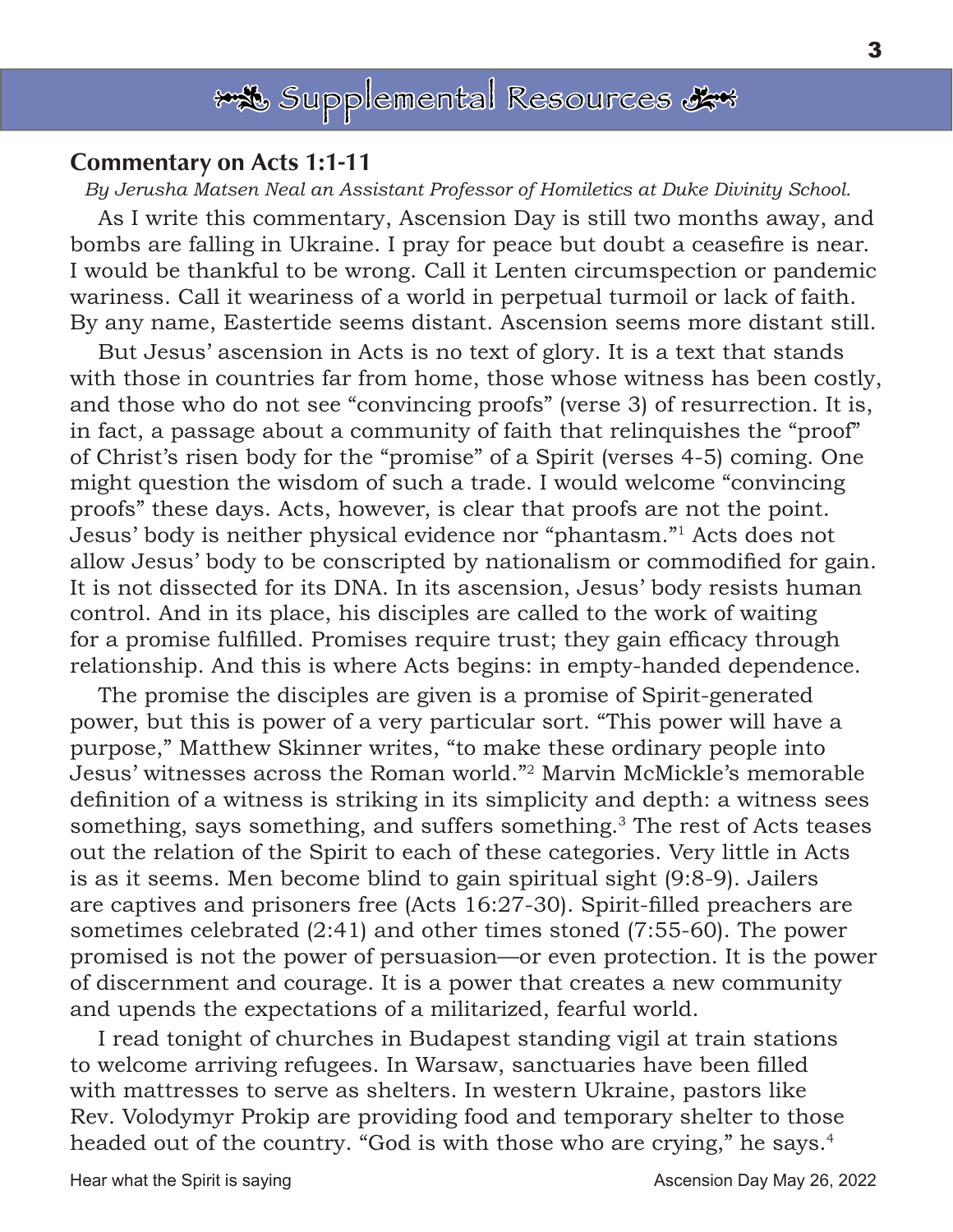# Supplemental Resources

## Commentary on Acts 1:1-11

*By Jerusha Matsen Neal an Assistant Professor of Homiletics at Duke Divinity School.*

As I write this commentary, Ascension Day is still two months away, and bombs are falling in Ukraine. I pray for peace but doubt a ceasefire is near. I would be thankful to be wrong. Call it Lenten circumspection or pandemic wariness. Call it weariness of a world in perpetual turmoil or lack of faith. By any name, Eastertide seems distant. Ascension seems more distant still.

But Jesus' ascension in Acts is no text of glory. It is a text that stands with those in countries far from home, those whose witness has been costly, and those who do not see "convincing proofs" (verse 3) of resurrection. It is, in fact, a passage about a community of faith that relinquishes the "proof" of Christ's risen body for the "promise" of a Spirit (verses 4-5) coming. One might question the wisdom of such a trade. I would welcome "convincing proofs" these days. Acts, however, is clear that proofs are not the point. Jesus' body is neither physical evidence nor "phantasm."[1] Acts does not allow Jesus' body to be conscripted by nationalism or commodified for gain. It is not dissected for its DNA. In its ascension, Jesus' body resists human control. And in its place, his disciples are called to the work of waiting for a promise fulfilled. Promises require trust; they gain efficacy through relationship. And this is where Acts begins: in empty-handed dependence.

The promise the disciples are given is a promise of Spirit-generated power, but this is power of a very particular sort. "This power will have a purpose," Matthew Skinner writes, "to make these ordinary people into Jesus' witnesses across the Roman world."[2] Marvin McMickle's memorable definition of a witness is striking in its simplicity and depth: a witness sees something, says something, and suffers something.[3] The rest of Acts teases out the relation of the Spirit to each of these categories. Very little in Acts is as it seems. Men become blind to gain spiritual sight (9:8-9). Jailers are captives and prisoners free (Acts 16:27-30). Spirit-filled preachers are sometimes celebrated (2:41) and other times stoned (7:55-60). The power promised is not the power of persuasion—or even protection. It is the power of discernment and courage. It is a power that creates a new community and upends the expectations of a militarized, fearful world.

I read tonight of churches in Budapest standing vigil at train stations to welcome arriving refugees. In Warsaw, sanctuaries have been filled with mattresses to serve as shelters. In western Ukraine, pastors like Rev. Volodymyr Prokip are providing food and temporary shelter to those headed out of the country. "God is with those who are crying," he says.[4]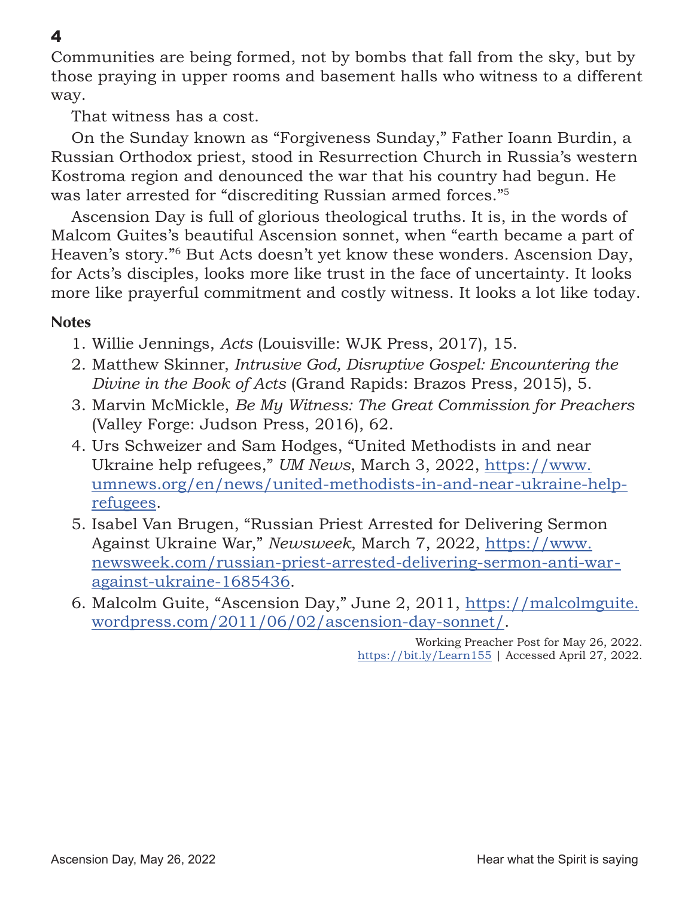Communities are being formed, not by bombs that fall from the sky, but by those praying in upper rooms and basement halls who witness to a different way.

That witness has a cost.

On the Sunday known as "Forgiveness Sunday," Father Ioann Burdin, a Russian Orthodox priest, stood in Resurrection Church in Russia's western Kostroma region and denounced the war that his country had begun. He was later arrested for "discrediting Russian armed forces."[5]

Ascension Day is full of glorious theological truths. It is, in the words of Malcom Guites's beautiful Ascension sonnet, when "earth became a part of Heaven's story."[6] But Acts doesn't yet know these wonders. Ascension Day, for Acts's disciples, looks more like trust in the face of uncertainty. It looks more like prayerful commitment and costly witness. It looks a lot like today.

**Notes**

1. Willie Jennings, *Acts* (Louisville: WJK Press, 2017), 15.
2. Matthew Skinner, *Intrusive God, Disruptive Gospel: Encountering the Divine in the Book of Acts* (Grand Rapids: Brazos Press, 2015), 5.
3. Marvin McMickle, *Be My Witness: The Great Commission for Preachers* (Valley Forge: Judson Press, 2016), 62.
4. Urs Schweizer and Sam Hodges, "United Methodists in and near Ukraine help refugees," *UM News*, March 3, 2022, https://www.umnews.org/en/news/united-methodists-in-and-near-ukraine-help-refugees.
5. Isabel Van Brugen, "Russian Priest Arrested for Delivering Sermon Against Ukraine War," *Newsweek*, March 7, 2022, https://www.newsweek.com/russian-priest-arrested-delivering-sermon-anti-war-against-ukraine-1685436.
6. Malcolm Guite, "Ascension Day," June 2, 2011, https://malcolmguite.wordpress.com/2011/06/02/ascension-day-sonnet/.

Working Preacher Post for May 26, 2022.
https://bit.ly/Learn155 | Accessed April 27, 2022.